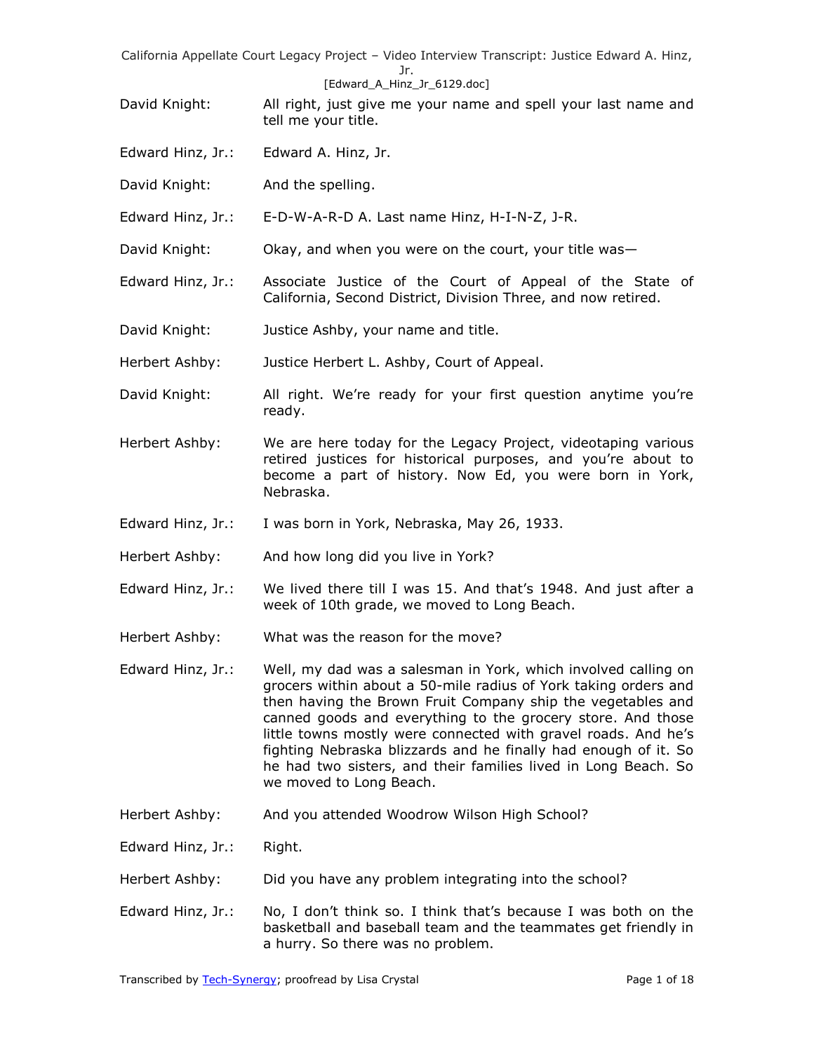David Knight: All right, just give me your name and spell your last name and tell me your title.

Edward Hinz, Jr.: Edward A. Hinz, Jr.

David Knight: And the spelling.

Edward Hinz, Jr.: E-D-W-A-R-D A. Last name Hinz, H-I-N-Z, J-R.

David Knight: Okay, and when you were on the court, your title was—

Edward Hinz, Jr.: Associate Justice of the Court of Appeal of the State of California, Second District, Division Three, and now retired.

David Knight: Justice Ashby, your name and title.

Herbert Ashby: Justice Herbert L. Ashby, Court of Appeal.

David Knight: All right. We're ready for your first question anytime you're ready.

Herbert Ashby: We are here today for the Legacy Project, videotaping various retired justices for historical purposes, and you're about to become a part of history. Now Ed, you were born in York, Nebraska.

Edward Hinz, Jr.: I was born in York, Nebraska, May 26, 1933.

Herbert Ashby: And how long did you live in York?

Edward Hinz, Jr.: We lived there till I was 15. And that's 1948. And just after a week of 10th grade, we moved to Long Beach.

Herbert Ashby: What was the reason for the move?

Edward Hinz, Jr.: Well, my dad was a salesman in York, which involved calling on grocers within about a 50-mile radius of York taking orders and then having the Brown Fruit Company ship the vegetables and canned goods and everything to the grocery store. And those little towns mostly were connected with gravel roads. And he's fighting Nebraska blizzards and he finally had enough of it. So he had two sisters, and their families lived in Long Beach. So we moved to Long Beach.

Herbert Ashby: And you attended Woodrow Wilson High School?

Edward Hinz, Jr.: Right.

Herbert Ashby: Did you have any problem integrating into the school?

Edward Hinz, Jr.: No, I don't think so. I think that's because I was both on the basketball and baseball team and the teammates get friendly in a hurry. So there was no problem.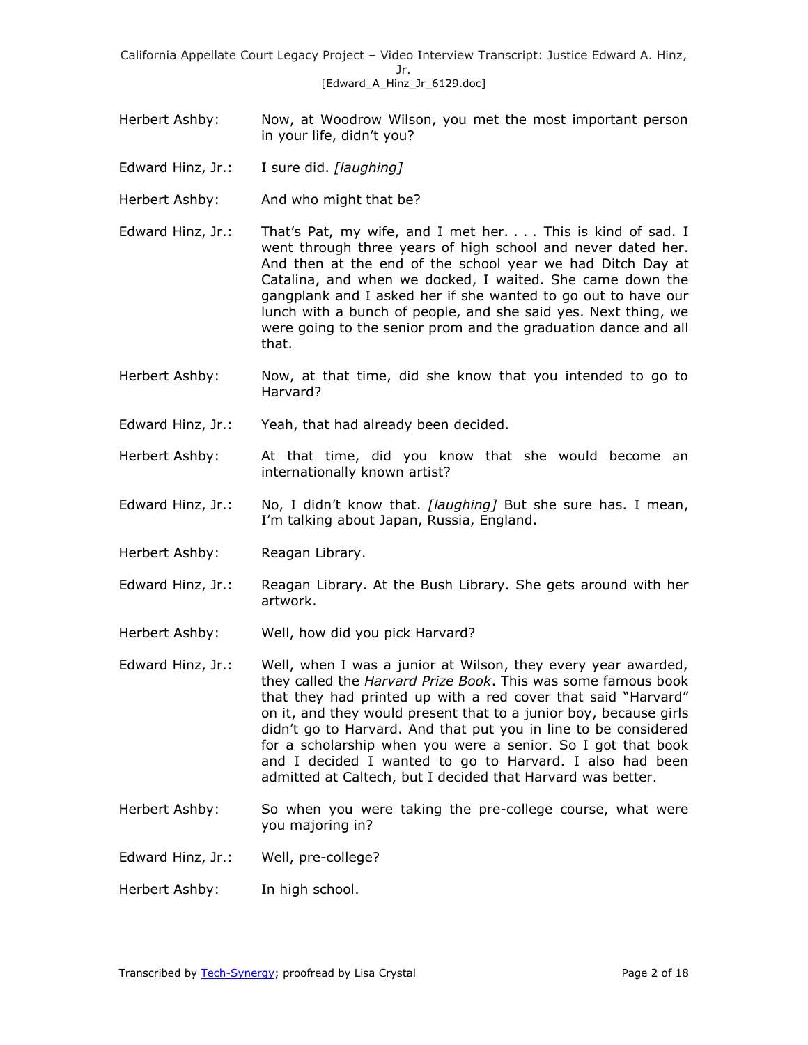Herbert Ashby: Now, at Woodrow Wilson, you met the most important person in your life, didn't you?

Edward Hinz, Jr.: I sure did. *[laughing]*

Herbert Ashby: And who might that be?

Edward Hinz, Jr.: That's Pat, my wife, and I met her. . . . This is kind of sad. I went through three years of high school and never dated her. And then at the end of the school year we had Ditch Day at Catalina, and when we docked, I waited. She came down the gangplank and I asked her if she wanted to go out to have our lunch with a bunch of people, and she said yes. Next thing, we were going to the senior prom and the graduation dance and all that.

Herbert Ashby: Now, at that time, did she know that you intended to go to Harvard?

Edward Hinz, Jr.: Yeah, that had already been decided.

Herbert Ashby: At that time, did you know that she would become an internationally known artist?

Edward Hinz, Jr.: No, I didn't know that. *[laughing]* But she sure has. I mean, I'm talking about Japan, Russia, England.

Herbert Ashby: Reagan Library.

Edward Hinz, Jr.: Reagan Library. At the Bush Library. She gets around with her artwork.

Herbert Ashby: Well, how did you pick Harvard?

Edward Hinz, Jr.: Well, when I was a junior at Wilson, they every year awarded, they called the *Harvard Prize Book*. This was some famous book that they had printed up with a red cover that said "Harvard" on it, and they would present that to a junior boy, because girls didn't go to Harvard. And that put you in line to be considered for a scholarship when you were a senior. So I got that book and I decided I wanted to go to Harvard. I also had been admitted at Caltech, but I decided that Harvard was better.

Herbert Ashby: So when you were taking the pre-college course, what were you majoring in?

Edward Hinz, Jr.: Well, pre-college?

Herbert Ashby: In high school.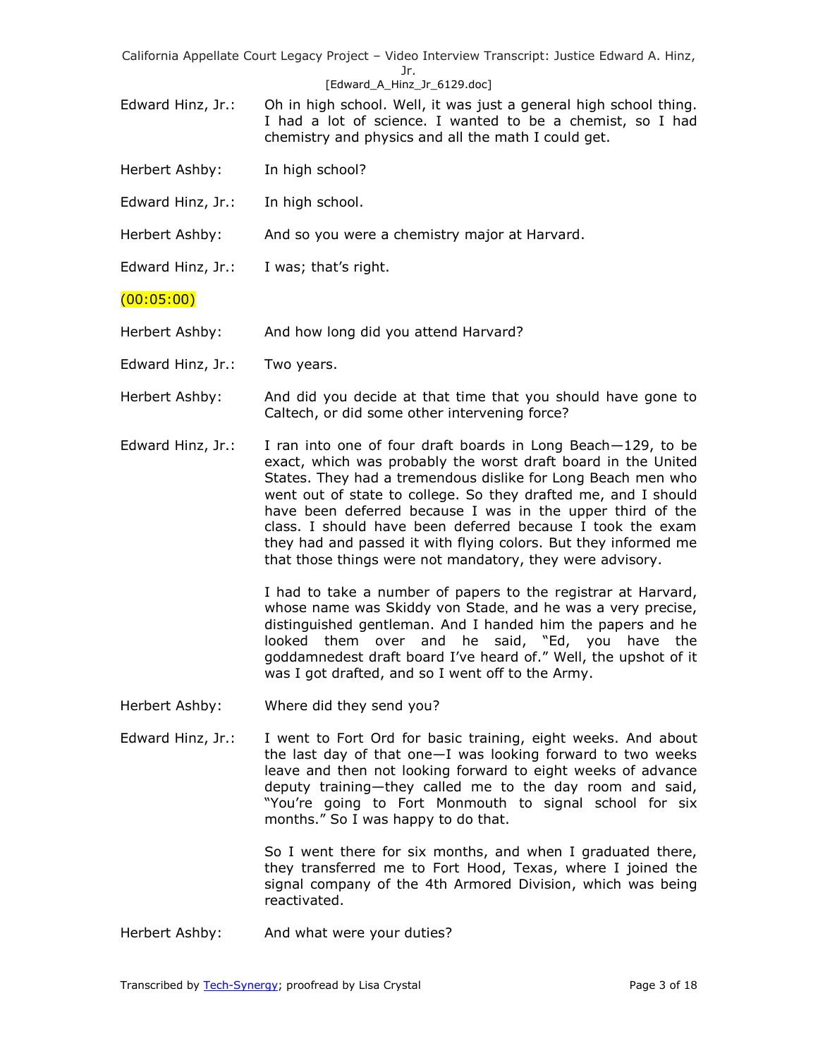Edward Hinz, Jr.: Oh in high school. Well, it was just a general high school thing. I had a lot of science. I wanted to be a chemist, so I had chemistry and physics and all the math I could get.

Herbert Ashby: In high school?

Edward Hinz, Jr.: In high school.

Herbert Ashby: And so you were a chemistry major at Harvard.

Edward Hinz, Jr.: I was; that's right.

(00:05:00)

Herbert Ashby: And how long did you attend Harvard?

Edward Hinz, Jr.: Two years.

Herbert Ashby: And did you decide at that time that you should have gone to Caltech, or did some other intervening force?

Edward Hinz, Jr.: I ran into one of four draft boards in Long Beach—129, to be exact, which was probably the worst draft board in the United States. They had a tremendous dislike for Long Beach men who went out of state to college. So they drafted me, and I should have been deferred because I was in the upper third of the class. I should have been deferred because I took the exam they had and passed it with flying colors. But they informed me that those things were not mandatory, they were advisory.

I had to take a number of papers to the registrar at Harvard, whose name was Skiddy von Stade, and he was a very precise, distinguished gentleman. And I handed him the papers and he looked them over and he said, "Ed, you have the goddamnedest draft board I've heard of." Well, the upshot of it was I got drafted, and so I went off to the Army.

Herbert Ashby: Where did they send you?

Edward Hinz, Jr.: I went to Fort Ord for basic training, eight weeks. And about the last day of that one—I was looking forward to two weeks leave and then not looking forward to eight weeks of advance deputy training—they called me to the day room and said, "You're going to Fort Monmouth to signal school for six months." So I was happy to do that.

So I went there for six months, and when I graduated there, they transferred me to Fort Hood, Texas, where I joined the signal company of the 4th Armored Division, which was being reactivated.

Herbert Ashby: And what were your duties?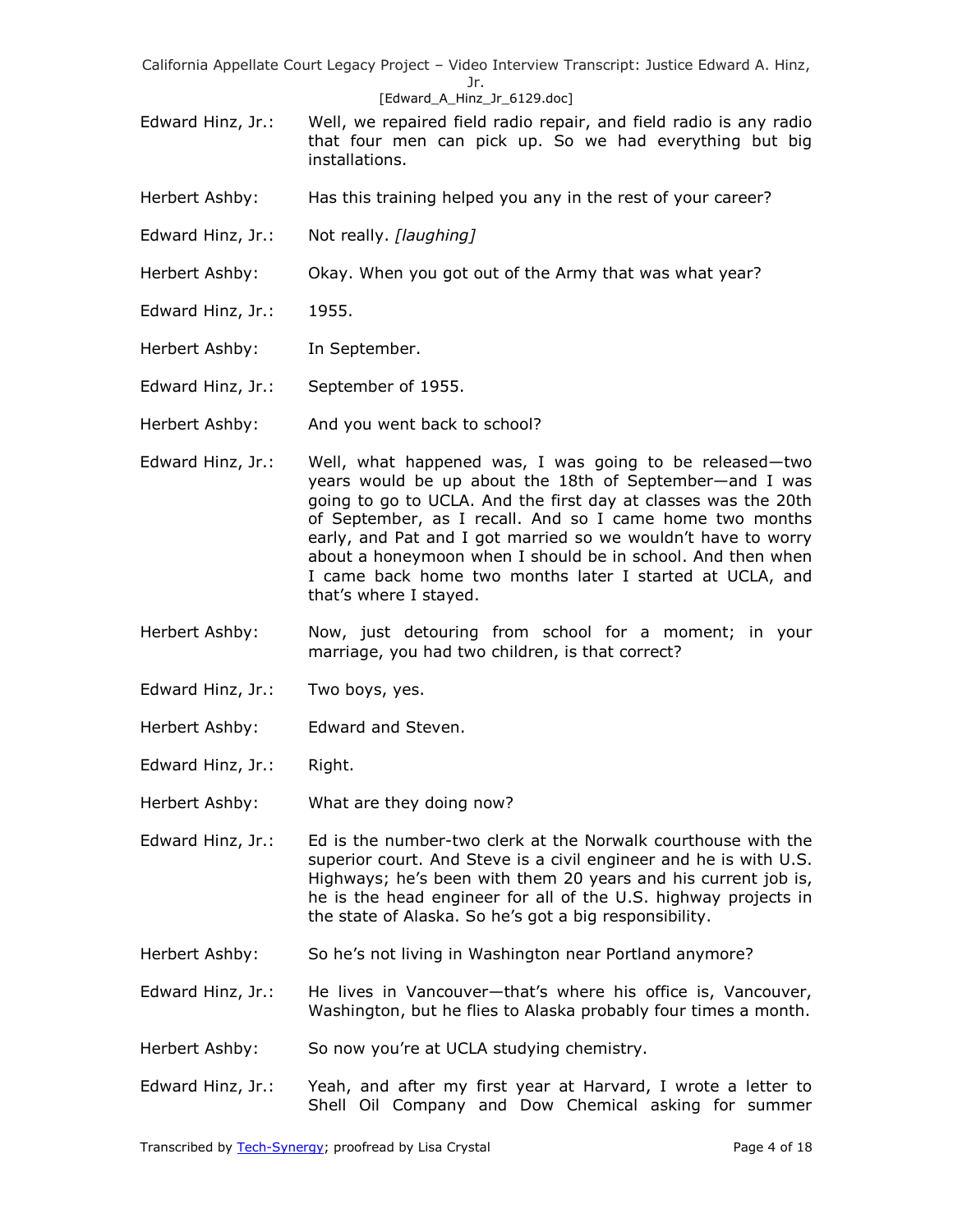Edward Hinz, Jr.: Well, we repaired field radio repair, and field radio is any radio that four men can pick up. So we had everything but big installations.

Herbert Ashby: Has this training helped you any in the rest of your career?

Edward Hinz, Jr.: Not really. *[laughing]*

Herbert Ashby: Okay. When you got out of the Army that was what year?

Edward Hinz, Jr.: 1955.

Herbert Ashby: In September.

Edward Hinz, Jr.: September of 1955.

Herbert Ashby: And you went back to school?

Edward Hinz, Jr.: Well, what happened was, I was going to be released—two years would be up about the 18th of September—and I was going to go to UCLA. And the first day at classes was the 20th of September, as I recall. And so I came home two months early, and Pat and I got married so we wouldn't have to worry about a honeymoon when I should be in school. And then when I came back home two months later I started at UCLA, and that's where I stayed.

Herbert Ashby: Now, just detouring from school for a moment; in your marriage, you had two children, is that correct?

Edward Hinz, Jr.: Two boys, yes.

Herbert Ashby: Edward and Steven.

Edward Hinz, Jr.: Right.

Herbert Ashby: What are they doing now?

Edward Hinz, Jr.: Ed is the number-two clerk at the Norwalk courthouse with the superior court. And Steve is a civil engineer and he is with U.S. Highways; he's been with them 20 years and his current job is, he is the head engineer for all of the U.S. highway projects in the state of Alaska. So he's got a big responsibility.

Herbert Ashby: So he's not living in Washington near Portland anymore?

Edward Hinz, Jr.: He lives in Vancouver—that's where his office is, Vancouver, Washington, but he flies to Alaska probably four times a month.

Herbert Ashby: So now you're at UCLA studying chemistry.

Edward Hinz, Jr.: Yeah, and after my first year at Harvard, I wrote a letter to Shell Oil Company and Dow Chemical asking for summer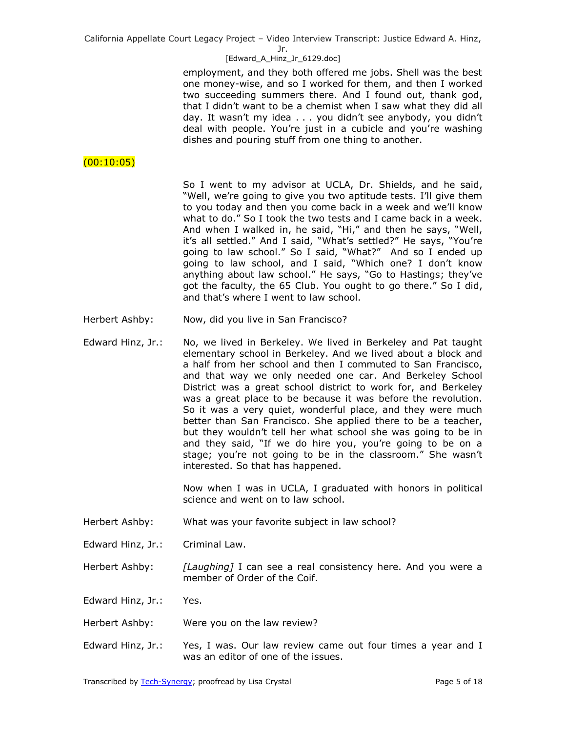employment, and they both offered me jobs. Shell was the best one money-wise, and so I worked for them, and then I worked two succeeding summers there. And I found out, thank god, that I didn't want to be a chemist when I saw what they did all day. It wasn't my idea . . . you didn't see anybody, you didn't deal with people. You're just in a cubicle and you're washing dishes and pouring stuff from one thing to another.

(00:10:05)

So I went to my advisor at UCLA, Dr. Shields, and he said, "Well, we're going to give you two aptitude tests. I'll give them to you today and then you come back in a week and we'll know what to do." So I took the two tests and I came back in a week. And when I walked in, he said, "Hi," and then he says, "Well, it's all settled." And I said, "What's settled?" He says, "You're going to law school." So I said, "What?" And so I ended up going to law school, and I said, "Which one? I don't know anything about law school." He says, "Go to Hastings; they've got the faculty, the 65 Club. You ought to go there." So I did, and that's where I went to law school.

Herbert Ashby: Now, did you live in San Francisco?

Edward Hinz, Jr.: No, we lived in Berkeley. We lived in Berkeley and Pat taught elementary school in Berkeley. And we lived about a block and a half from her school and then I commuted to San Francisco, and that way we only needed one car. And Berkeley School District was a great school district to work for, and Berkeley was a great place to be because it was before the revolution. So it was a very quiet, wonderful place, and they were much better than San Francisco. She applied there to be a teacher, but they wouldn't tell her what school she was going to be in and they said, "If we do hire you, you're going to be on a stage; you're not going to be in the classroom." She wasn't interested. So that has happened.

Now when I was in UCLA, I graduated with honors in political science and went on to law school.

Herbert Ashby: What was your favorite subject in law school?

Edward Hinz, Jr.: Criminal Law.

Herbert Ashby: *[Laughing]* I can see a real consistency here. And you were a member of Order of the Coif.

Edward Hinz, Jr.: Yes.

Herbert Ashby: Were you on the law review?

Edward Hinz, Jr.: Yes, I was. Our law review came out four times a year and I was an editor of one of the issues.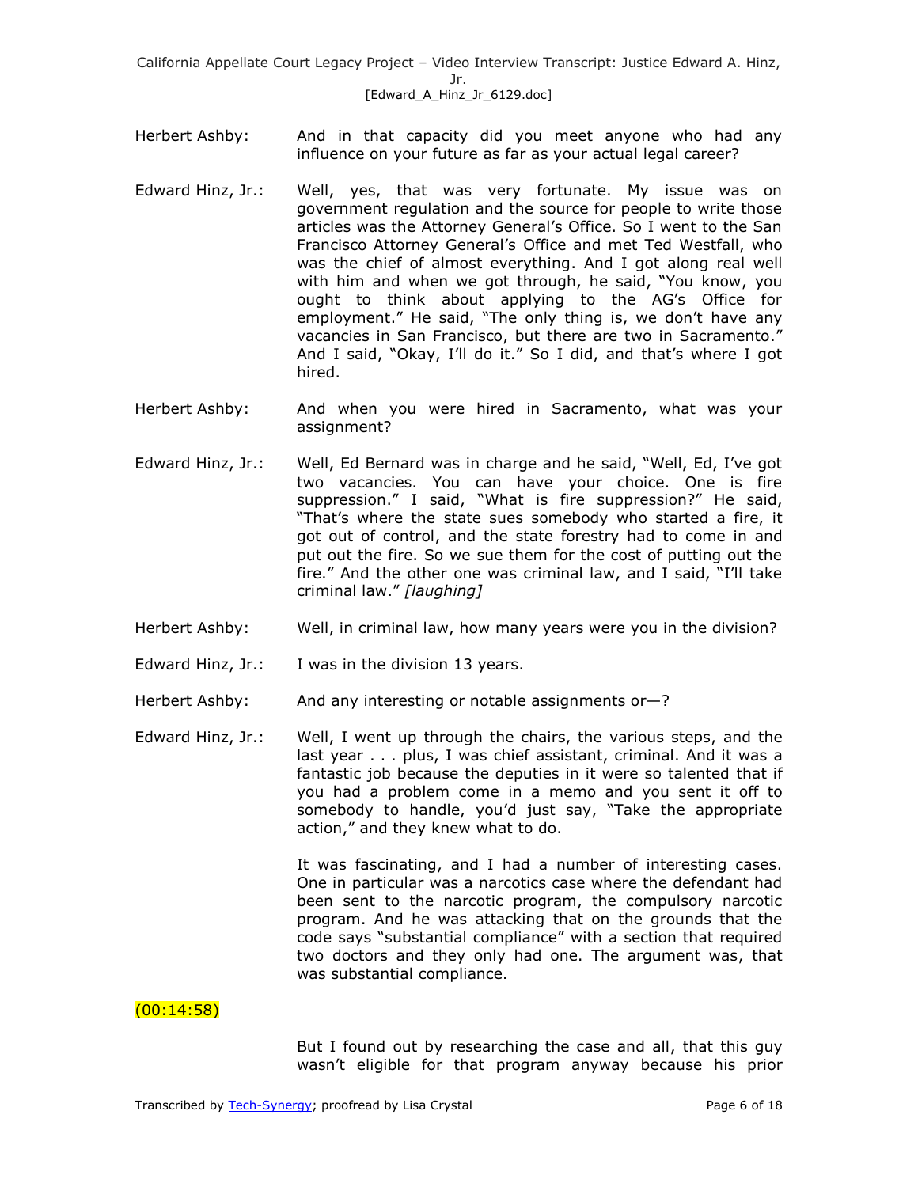Herbert Ashby: And in that capacity did you meet anyone who had any influence on your future as far as your actual legal career?

Edward Hinz, Jr.: Well, yes, that was very fortunate. My issue was on government regulation and the source for people to write those articles was the Attorney General's Office. So I went to the San Francisco Attorney General's Office and met Ted Westfall, who was the chief of almost everything. And I got along real well with him and when we got through, he said, "You know, you ought to think about applying to the AG's Office for employment." He said, "The only thing is, we don't have any vacancies in San Francisco, but there are two in Sacramento." And I said, "Okay, I'll do it." So I did, and that's where I got hired.

Herbert Ashby: And when you were hired in Sacramento, what was your assignment?

Edward Hinz, Jr.: Well, Ed Bernard was in charge and he said, "Well, Ed, I've got two vacancies. You can have your choice. One is fire suppression." I said, "What is fire suppression?" He said, "That's where the state sues somebody who started a fire, it got out of control, and the state forestry had to come in and put out the fire. So we sue them for the cost of putting out the fire." And the other one was criminal law, and I said, "I'll take criminal law." *[laughing]*

Herbert Ashby: Well, in criminal law, how many years were you in the division?

Edward Hinz, Jr.: I was in the division 13 years.

Herbert Ashby: And any interesting or notable assignments or—?

Edward Hinz, Jr.: Well, I went up through the chairs, the various steps, and the last year . . . plus, I was chief assistant, criminal. And it was a fantastic job because the deputies in it were so talented that if you had a problem come in a memo and you sent it off to somebody to handle, you'd just say, "Take the appropriate action," and they knew what to do.

It was fascinating, and I had a number of interesting cases. One in particular was a narcotics case where the defendant had been sent to the narcotic program, the compulsory narcotic program. And he was attacking that on the grounds that the code says "substantial compliance" with a section that required two doctors and they only had one. The argument was, that was substantial compliance.

(00:14:58)

But I found out by researching the case and all, that this guy wasn't eligible for that program anyway because his prior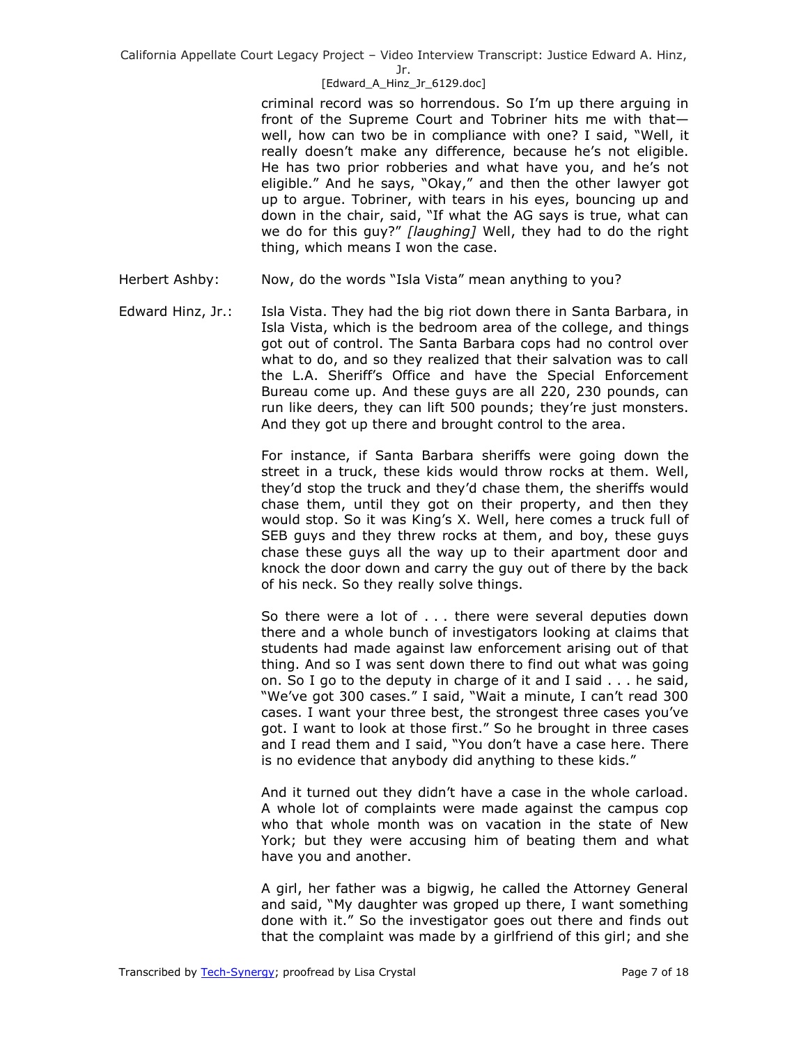criminal record was so horrendous. So I'm up there arguing in front of the Supreme Court and Tobriner hits me with that—well, how can two be in compliance with one? I said, "Well, it really doesn't make any difference, because he's not eligible. He has two prior robberies and what have you, and he's not eligible." And he says, "Okay," and then the other lawyer got up to argue. Tobriner, with tears in his eyes, bouncing up and down in the chair, said, "If what the AG says is true, what can we do for this guy?" *[laughing]* Well, they had to do the right thing, which means I won the case.

Herbert Ashby: Now, do the words "Isla Vista" mean anything to you?

Edward Hinz, Jr.: Isla Vista. They had the big riot down there in Santa Barbara, in Isla Vista, which is the bedroom area of the college, and things got out of control. The Santa Barbara cops had no control over what to do, and so they realized that their salvation was to call the L.A. Sheriff's Office and have the Special Enforcement Bureau come up. And these guys are all 220, 230 pounds, can run like deers, they can lift 500 pounds; they're just monsters. And they got up there and brought control to the area.

For instance, if Santa Barbara sheriffs were going down the street in a truck, these kids would throw rocks at them. Well, they'd stop the truck and they'd chase them, the sheriffs would chase them, until they got on their property, and then they would stop. So it was King's X. Well, here comes a truck full of SEB guys and they threw rocks at them, and boy, these guys chase these guys all the way up to their apartment door and knock the door down and carry the guy out of there by the back of his neck. So they really solve things.

So there were a lot of . . . there were several deputies down there and a whole bunch of investigators looking at claims that students had made against law enforcement arising out of that thing. And so I was sent down there to find out what was going on. So I go to the deputy in charge of it and I said . . . he said, "We've got 300 cases." I said, "Wait a minute, I can't read 300 cases. I want your three best, the strongest three cases you've got. I want to look at those first." So he brought in three cases and I read them and I said, "You don't have a case here. There is no evidence that anybody did anything to these kids."

And it turned out they didn't have a case in the whole carload. A whole lot of complaints were made against the campus cop who that whole month was on vacation in the state of New York; but they were accusing him of beating them and what have you and another.

A girl, her father was a bigwig, he called the Attorney General and said, "My daughter was groped up there, I want something done with it." So the investigator goes out there and finds out that the complaint was made by a girlfriend of this girl; and she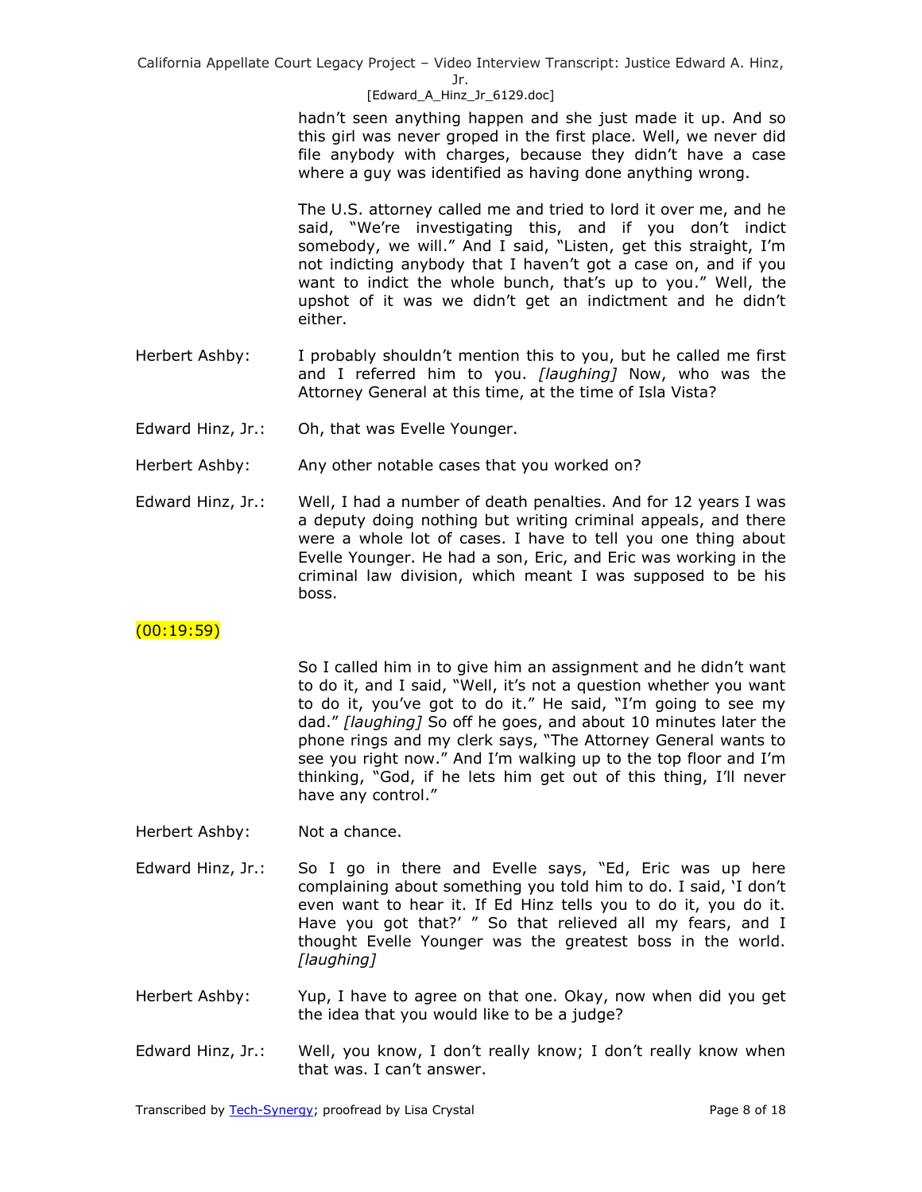hadn't seen anything happen and she just made it up. And so this girl was never groped in the first place. Well, we never did file anybody with charges, because they didn't have a case where a guy was identified as having done anything wrong.

The U.S. attorney called me and tried to lord it over me, and he said, "We're investigating this, and if you don't indict somebody, we will." And I said, "Listen, get this straight, I'm not indicting anybody that I haven't got a case on, and if you want to indict the whole bunch, that's up to you." Well, the upshot of it was we didn't get an indictment and he didn't either.

**Herbert Ashby:** I probably shouldn't mention this to you, but he called me first and I referred him to you. *[laughing]* Now, who was the Attorney General at this time, at the time of Isla Vista?

**Edward Hinz, Jr.:** Oh, that was Evelle Younger.

**Herbert Ashby:** Any other notable cases that you worked on?

**Edward Hinz, Jr.:** Well, I had a number of death penalties. And for 12 years I was a deputy doing nothing but writing criminal appeals, and there were a whole lot of cases. I have to tell you one thing about Evelle Younger. He had a son, Eric, and Eric was working in the criminal law division, which meant I was supposed to be his boss.

(00:19:59)

So I called him in to give him an assignment and he didn't want to do it, and I said, "Well, it's not a question whether you want to do it, you've got to do it." He said, "I'm going to see my dad." *[laughing]* So off he goes, and about 10 minutes later the phone rings and my clerk says, "The Attorney General wants to see you right now." And I'm walking up to the top floor and I'm thinking, "God, if he lets him get out of this thing, I'll never have any control."

**Herbert Ashby:** Not a chance.

**Edward Hinz, Jr.:** So I go in there and Evelle says, "Ed, Eric was up here complaining about something you told him to do. I said, 'I don't even want to hear it. If Ed Hinz tells you to do it, you do it. Have you got that?' " So that relieved all my fears, and I thought Evelle Younger was the greatest boss in the world. *[laughing]*

**Herbert Ashby:** Yup, I have to agree on that one. Okay, now when did you get the idea that you would like to be a judge?

**Edward Hinz, Jr.:** Well, you know, I don't really know; I don't really know when that was. I can't answer.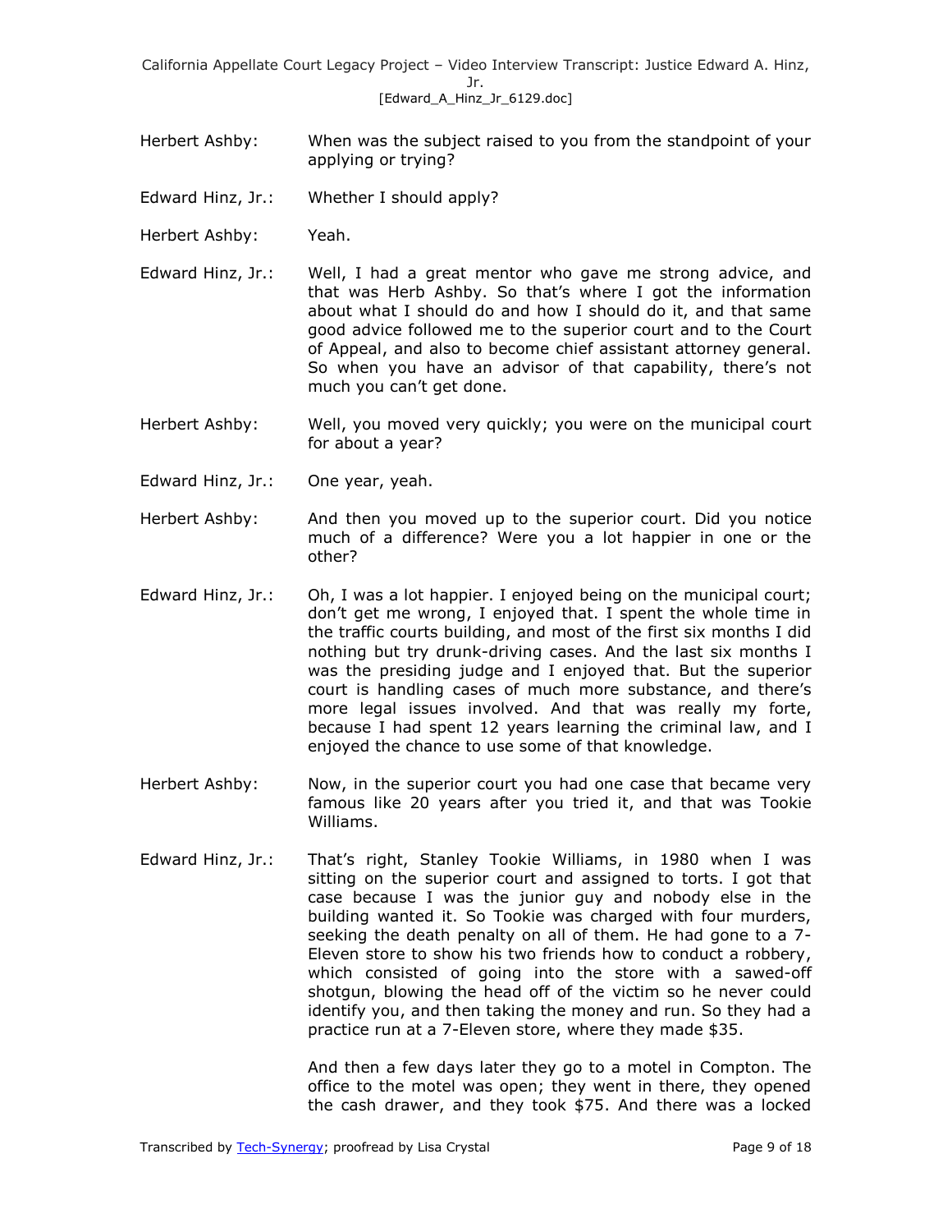Herbert Ashby: When was the subject raised to you from the standpoint of your applying or trying?

Edward Hinz, Jr.: Whether I should apply?

Herbert Ashby: Yeah.

Edward Hinz, Jr.: Well, I had a great mentor who gave me strong advice, and that was Herb Ashby. So that's where I got the information about what I should do and how I should do it, and that same good advice followed me to the superior court and to the Court of Appeal, and also to become chief assistant attorney general. So when you have an advisor of that capability, there's not much you can't get done.

Herbert Ashby: Well, you moved very quickly; you were on the municipal court for about a year?

Edward Hinz, Jr.: One year, yeah.

Herbert Ashby: And then you moved up to the superior court. Did you notice much of a difference? Were you a lot happier in one or the other?

Edward Hinz, Jr.: Oh, I was a lot happier. I enjoyed being on the municipal court; don't get me wrong, I enjoyed that. I spent the whole time in the traffic courts building, and most of the first six months I did nothing but try drunk-driving cases. And the last six months I was the presiding judge and I enjoyed that. But the superior court is handling cases of much more substance, and there's more legal issues involved. And that was really my forte, because I had spent 12 years learning the criminal law, and I enjoyed the chance to use some of that knowledge.

Herbert Ashby: Now, in the superior court you had one case that became very famous like 20 years after you tried it, and that was Tookie Williams.

Edward Hinz, Jr.: That's right, Stanley Tookie Williams, in 1980 when I was sitting on the superior court and assigned to torts. I got that case because I was the junior guy and nobody else in the building wanted it. So Tookie was charged with four murders, seeking the death penalty on all of them. He had gone to a 7-Eleven store to show his two friends how to conduct a robbery, which consisted of going into the store with a sawed-off shotgun, blowing the head off of the victim so he never could identify you, and then taking the money and run. So they had a practice run at a 7-Eleven store, where they made $35.

And then a few days later they go to a motel in Compton. The office to the motel was open; they went in there, they opened the cash drawer, and they took $75. And there was a locked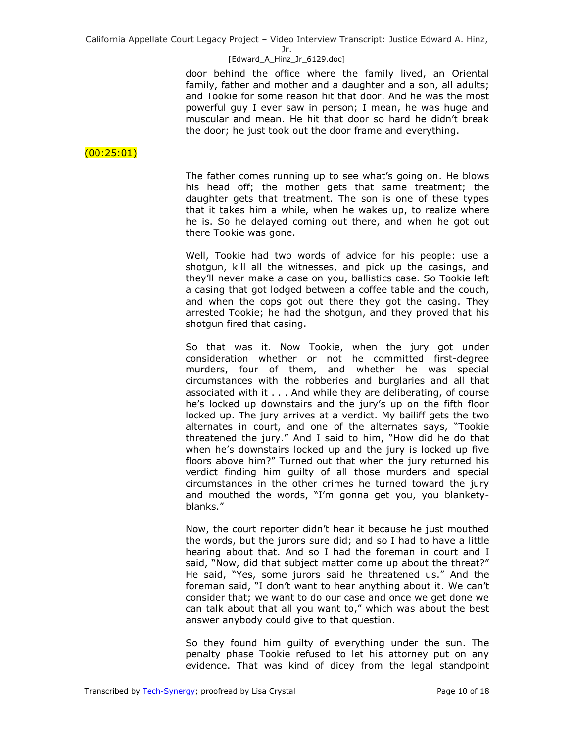door behind the office where the family lived, an Oriental family, father and mother and a daughter and a son, all adults; and Tookie for some reason hit that door. And he was the most powerful guy I ever saw in person; I mean, he was huge and muscular and mean. He hit that door so hard he didn't break the door; he just took out the door frame and everything.

(00:25:01)

The father comes running up to see what's going on. He blows his head off; the mother gets that same treatment; the daughter gets that treatment. The son is one of these types that it takes him a while, when he wakes up, to realize where he is. So he delayed coming out there, and when he got out there Tookie was gone.

Well, Tookie had two words of advice for his people: use a shotgun, kill all the witnesses, and pick up the casings, and they'll never make a case on you, ballistics case. So Tookie left a casing that got lodged between a coffee table and the couch, and when the cops got out there they got the casing. They arrested Tookie; he had the shotgun, and they proved that his shotgun fired that casing.

So that was it. Now Tookie, when the jury got under consideration whether or not he committed first-degree murders, four of them, and whether he was special circumstances with the robberies and burglaries and all that associated with it . . . And while they are deliberating, of course he's locked up downstairs and the jury's up on the fifth floor locked up. The jury arrives at a verdict. My bailiff gets the two alternates in court, and one of the alternates says, "Tookie threatened the jury." And I said to him, "How did he do that when he's downstairs locked up and the jury is locked up five floors above him?" Turned out that when the jury returned his verdict finding him guilty of all those murders and special circumstances in the other crimes he turned toward the jury and mouthed the words, "I'm gonna get you, you blankety-blanks."

Now, the court reporter didn't hear it because he just mouthed the words, but the jurors sure did; and so I had to have a little hearing about that. And so I had the foreman in court and I said, "Now, did that subject matter come up about the threat?" He said, "Yes, some jurors said he threatened us." And the foreman said, "I don't want to hear anything about it. We can't consider that; we want to do our case and once we get done we can talk about that all you want to," which was about the best answer anybody could give to that question.

So they found him guilty of everything under the sun. The penalty phase Tookie refused to let his attorney put on any evidence. That was kind of dicey from the legal standpoint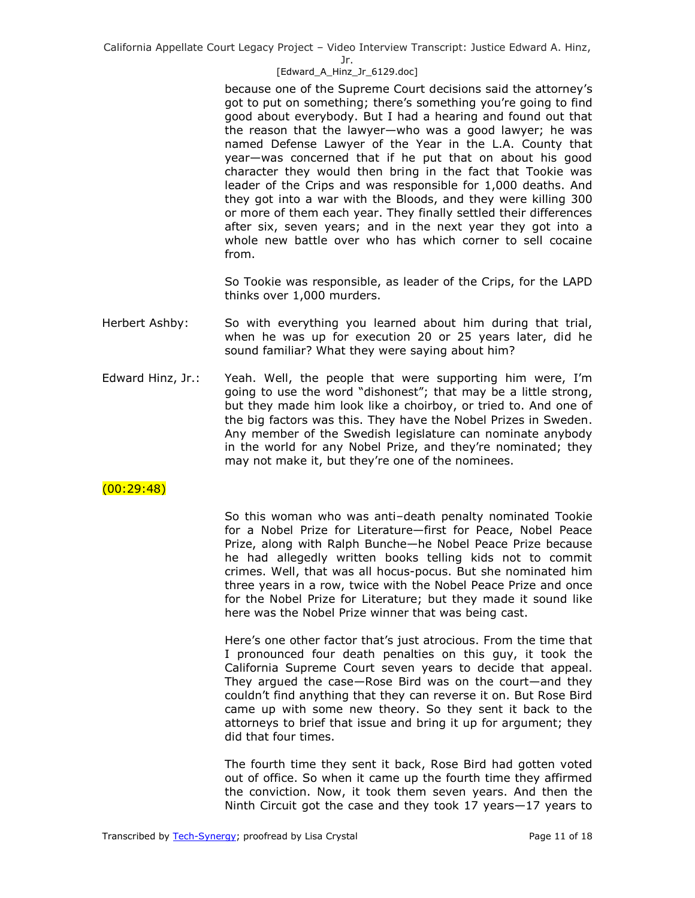because one of the Supreme Court decisions said the attorney's got to put on something; there's something you're going to find good about everybody. But I had a hearing and found out that the reason that the lawyer—who was a good lawyer; he was named Defense Lawyer of the Year in the L.A. County that year—was concerned that if he put that on about his good character they would then bring in the fact that Tookie was leader of the Crips and was responsible for 1,000 deaths. And they got into a war with the Bloods, and they were killing 300 or more of them each year. They finally settled their differences after six, seven years; and in the next year they got into a whole new battle over who has which corner to sell cocaine from.

So Tookie was responsible, as leader of the Crips, for the LAPD thinks over 1,000 murders.

Herbert Ashby: So with everything you learned about him during that trial, when he was up for execution 20 or 25 years later, did he sound familiar? What they were saying about him?

Edward Hinz, Jr.: Yeah. Well, the people that were supporting him were, I'm going to use the word "dishonest"; that may be a little strong, but they made him look like a choirboy, or tried to. And one of the big factors was this. They have the Nobel Prizes in Sweden. Any member of the Swedish legislature can nominate anybody in the world for any Nobel Prize, and they're nominated; they may not make it, but they're one of the nominees.

(00:29:48)

So this woman who was anti–death penalty nominated Tookie for a Nobel Prize for Literature—first for Peace, Nobel Peace Prize, along with Ralph Bunche—he Nobel Peace Prize because he had allegedly written books telling kids not to commit crimes. Well, that was all hocus-pocus. But she nominated him three years in a row, twice with the Nobel Peace Prize and once for the Nobel Prize for Literature; but they made it sound like here was the Nobel Prize winner that was being cast.

Here's one other factor that's just atrocious. From the time that I pronounced four death penalties on this guy, it took the California Supreme Court seven years to decide that appeal. They argued the case—Rose Bird was on the court—and they couldn't find anything that they can reverse it on. But Rose Bird came up with some new theory. So they sent it back to the attorneys to brief that issue and bring it up for argument; they did that four times.

The fourth time they sent it back, Rose Bird had gotten voted out of office. So when it came up the fourth time they affirmed the conviction. Now, it took them seven years. And then the Ninth Circuit got the case and they took 17 years—17 years to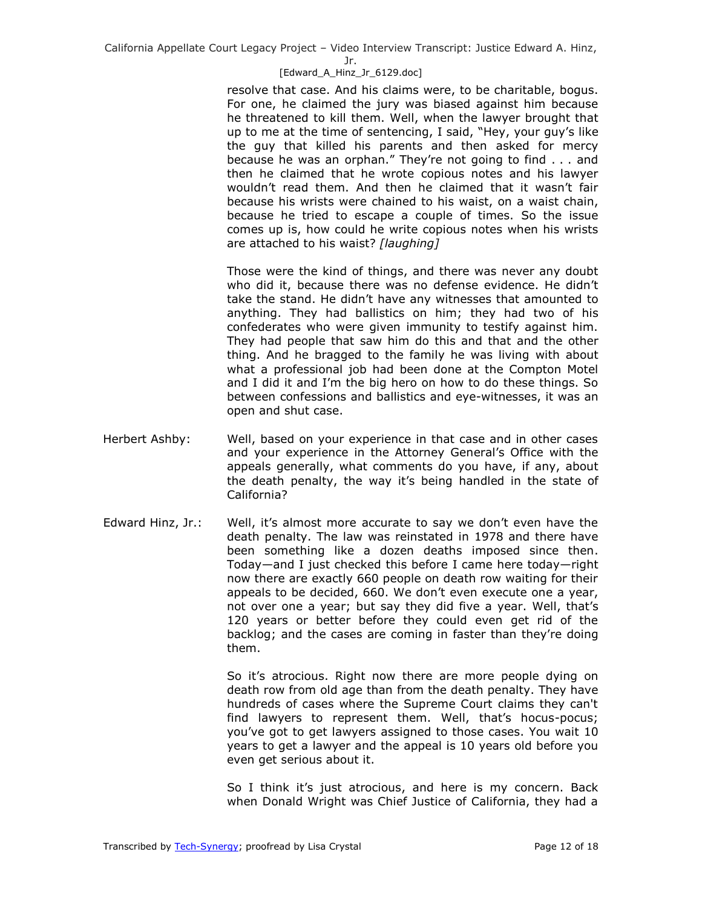resolve that case. And his claims were, to be charitable, bogus. For one, he claimed the jury was biased against him because he threatened to kill them. Well, when the lawyer brought that up to me at the time of sentencing, I said, "Hey, your guy's like the guy that killed his parents and then asked for mercy because he was an orphan." They're not going to find . . . and then he claimed that he wrote copious notes and his lawyer wouldn't read them. And then he claimed that it wasn't fair because his wrists were chained to his waist, on a waist chain, because he tried to escape a couple of times. So the issue comes up is, how could he write copious notes when his wrists are attached to his waist? *[laughing]*

Those were the kind of things, and there was never any doubt who did it, because there was no defense evidence. He didn't take the stand. He didn't have any witnesses that amounted to anything. They had ballistics on him; they had two of his confederates who were given immunity to testify against him. They had people that saw him do this and that and the other thing. And he bragged to the family he was living with about what a professional job had been done at the Compton Motel and I did it and I'm the big hero on how to do these things. So between confessions and ballistics and eye-witnesses, it was an open and shut case.

Herbert Ashby: Well, based on your experience in that case and in other cases and your experience in the Attorney General's Office with the appeals generally, what comments do you have, if any, about the death penalty, the way it's being handled in the state of California?

Edward Hinz, Jr.: Well, it's almost more accurate to say we don't even have the death penalty. The law was reinstated in 1978 and there have been something like a dozen deaths imposed since then. Today—and I just checked this before I came here today—right now there are exactly 660 people on death row waiting for their appeals to be decided, 660. We don't even execute one a year, not over one a year; but say they did five a year. Well, that's 120 years or better before they could even get rid of the backlog; and the cases are coming in faster than they're doing them.

So it's atrocious. Right now there are more people dying on death row from old age than from the death penalty. They have hundreds of cases where the Supreme Court claims they can't find lawyers to represent them. Well, that's hocus-pocus; you've got to get lawyers assigned to those cases. You wait 10 years to get a lawyer and the appeal is 10 years old before you even get serious about it.

So I think it's just atrocious, and here is my concern. Back when Donald Wright was Chief Justice of California, they had a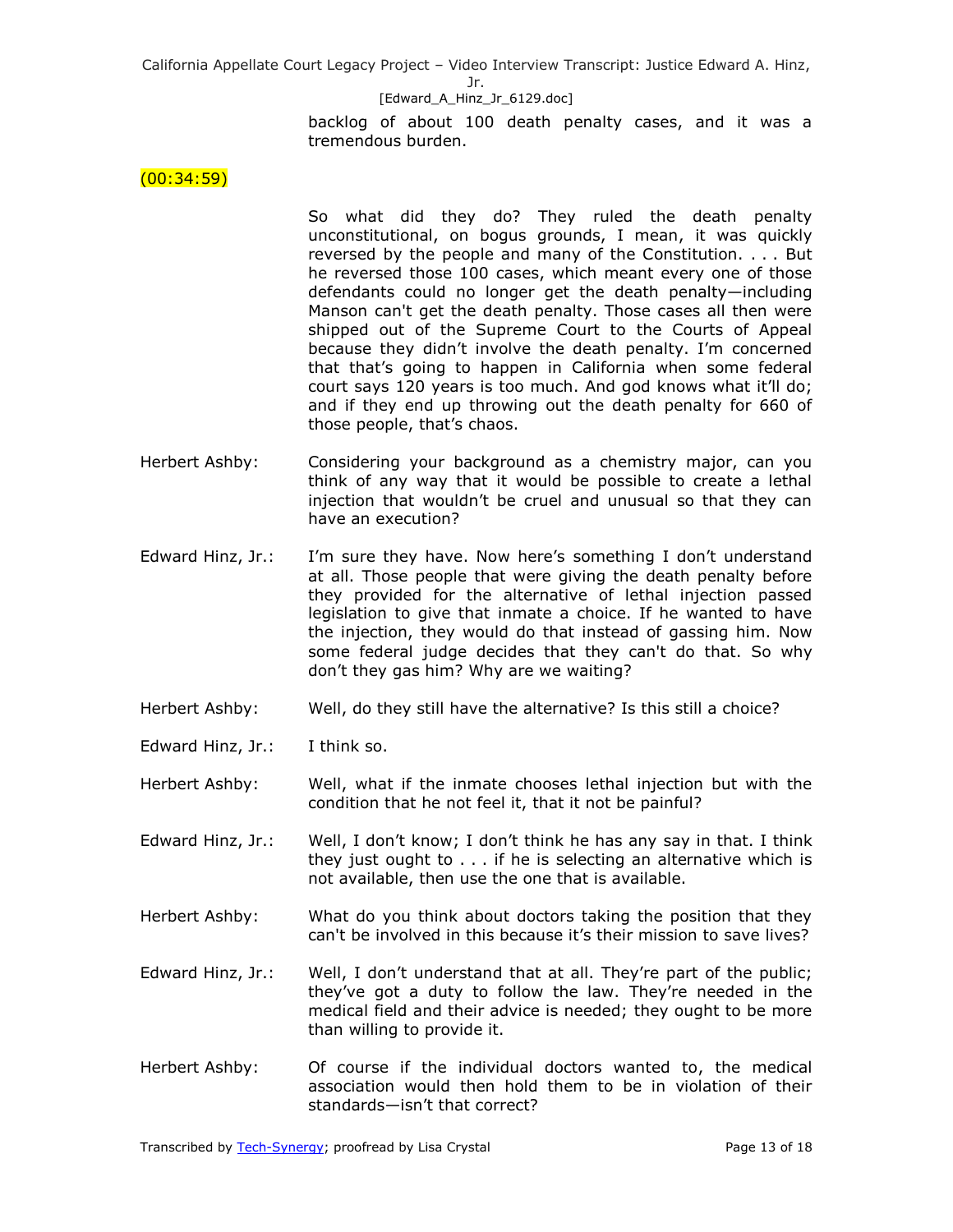backlog of about 100 death penalty cases, and it was a tremendous burden.

(00:34:59)

So what did they do? They ruled the death penalty unconstitutional, on bogus grounds, I mean, it was quickly reversed by the people and many of the Constitution. . . . But he reversed those 100 cases, which meant every one of those defendants could no longer get the death penalty—including Manson can't get the death penalty. Those cases all then were shipped out of the Supreme Court to the Courts of Appeal because they didn't involve the death penalty. I'm concerned that that's going to happen in California when some federal court says 120 years is too much. And god knows what it'll do; and if they end up throwing out the death penalty for 660 of those people, that's chaos.

Herbert Ashby: Considering your background as a chemistry major, can you think of any way that it would be possible to create a lethal injection that wouldn't be cruel and unusual so that they can have an execution?

Edward Hinz, Jr.: I'm sure they have. Now here's something I don't understand at all. Those people that were giving the death penalty before they provided for the alternative of lethal injection passed legislation to give that inmate a choice. If he wanted to have the injection, they would do that instead of gassing him. Now some federal judge decides that they can't do that. So why don't they gas him? Why are we waiting?

Herbert Ashby: Well, do they still have the alternative? Is this still a choice?

Edward Hinz, Jr.: I think so.

Herbert Ashby: Well, what if the inmate chooses lethal injection but with the condition that he not feel it, that it not be painful?

Edward Hinz, Jr.: Well, I don't know; I don't think he has any say in that. I think they just ought to . . . if he is selecting an alternative which is not available, then use the one that is available.

Herbert Ashby: What do you think about doctors taking the position that they can't be involved in this because it's their mission to save lives?

Edward Hinz, Jr.: Well, I don't understand that at all. They're part of the public; they've got a duty to follow the law. They're needed in the medical field and their advice is needed; they ought to be more than willing to provide it.

Herbert Ashby: Of course if the individual doctors wanted to, the medical association would then hold them to be in violation of their standards—isn't that correct?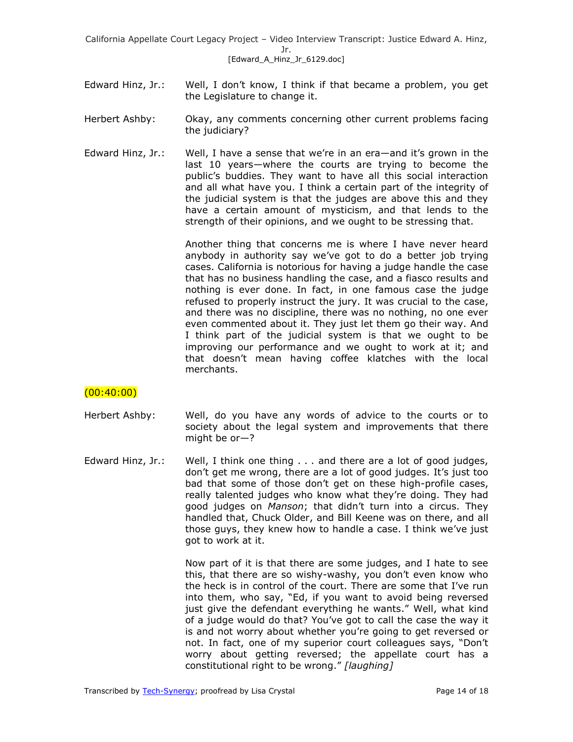Edward Hinz, Jr.: Well, I don't know, I think if that became a problem, you get the Legislature to change it.

Herbert Ashby: Okay, any comments concerning other current problems facing the judiciary?

Edward Hinz, Jr.: Well, I have a sense that we're in an era—and it's grown in the last 10 years—where the courts are trying to become the public's buddies. They want to have all this social interaction and all what have you. I think a certain part of the integrity of the judicial system is that the judges are above this and they have a certain amount of mysticism, and that lends to the strength of their opinions, and we ought to be stressing that.

Another thing that concerns me is where I have never heard anybody in authority say we've got to do a better job trying cases. California is notorious for having a judge handle the case that has no business handling the case, and a fiasco results and nothing is ever done. In fact, in one famous case the judge refused to properly instruct the jury. It was crucial to the case, and there was no discipline, there was no nothing, no one ever even commented about it. They just let them go their way. And I think part of the judicial system is that we ought to be improving our performance and we ought to work at it; and that doesn't mean having coffee klatches with the local merchants.

(00:40:00)

Herbert Ashby: Well, do you have any words of advice to the courts or to society about the legal system and improvements that there might be or—?

Edward Hinz, Jr.: Well, I think one thing . . . and there are a lot of good judges, don't get me wrong, there are a lot of good judges. It's just too bad that some of those don't get on these high-profile cases, really talented judges who know what they're doing. They had good judges on *Manson*; that didn't turn into a circus. They handled that, Chuck Older, and Bill Keene was on there, and all those guys, they knew how to handle a case. I think we've just got to work at it.

Now part of it is that there are some judges, and I hate to see this, that there are so wishy-washy, you don't even know who the heck is in control of the court. There are some that I've run into them, who say, "Ed, if you want to avoid being reversed just give the defendant everything he wants." Well, what kind of a judge would do that? You've got to call the case the way it is and not worry about whether you're going to get reversed or not. In fact, one of my superior court colleagues says, "Don't worry about getting reversed; the appellate court has a constitutional right to be wrong." *[laughing]*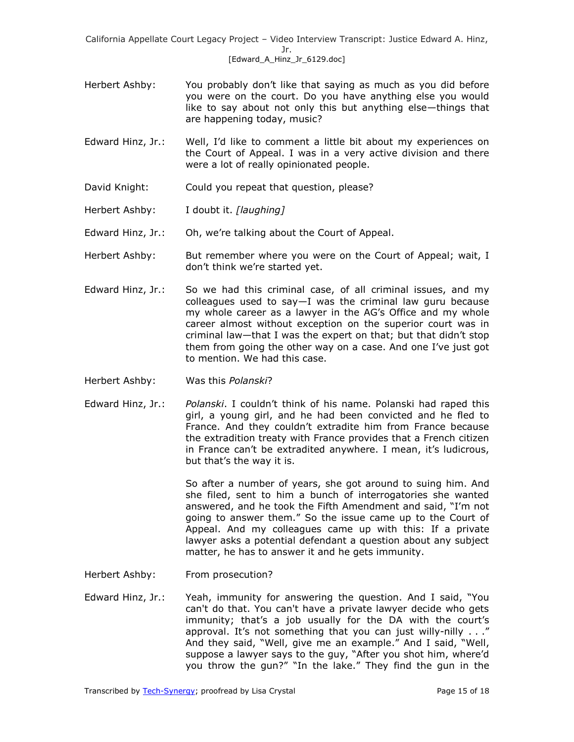Herbert Ashby: You probably don't like that saying as much as you did before you were on the court. Do you have anything else you would like to say about not only this but anything else—things that are happening today, music?

Edward Hinz, Jr.: Well, I'd like to comment a little bit about my experiences on the Court of Appeal. I was in a very active division and there were a lot of really opinionated people.

David Knight: Could you repeat that question, please?

Herbert Ashby: I doubt it. *[laughing]*

Edward Hinz, Jr.: Oh, we're talking about the Court of Appeal.

Herbert Ashby: But remember where you were on the Court of Appeal; wait, I don't think we're started yet.

Edward Hinz, Jr.: So we had this criminal case, of all criminal issues, and my colleagues used to say—I was the criminal law guru because my whole career as a lawyer in the AG's Office and my whole career almost without exception on the superior court was in criminal law—that I was the expert on that; but that didn't stop them from going the other way on a case. And one I've just got to mention. We had this case.

Herbert Ashby: Was this *Polanski*?

Edward Hinz, Jr.: *Polanski*. I couldn't think of his name. Polanski had raped this girl, a young girl, and he had been convicted and he fled to France. And they couldn't extradite him from France because the extradition treaty with France provides that a French citizen in France can't be extradited anywhere. I mean, it's ludicrous, but that's the way it is.

So after a number of years, she got around to suing him. And she filed, sent to him a bunch of interrogatories she wanted answered, and he took the Fifth Amendment and said, "I'm not going to answer them." So the issue came up to the Court of Appeal. And my colleagues came up with this: If a private lawyer asks a potential defendant a question about any subject matter, he has to answer it and he gets immunity.

Herbert Ashby: From prosecution?

Edward Hinz, Jr.: Yeah, immunity for answering the question. And I said, "You can't do that. You can't have a private lawyer decide who gets immunity; that's a job usually for the DA with the court's approval. It's not something that you can just willy-nilly . . ." And they said, "Well, give me an example." And I said, "Well, suppose a lawyer says to the guy, "After you shot him, where'd you throw the gun?" "In the lake." They find the gun in the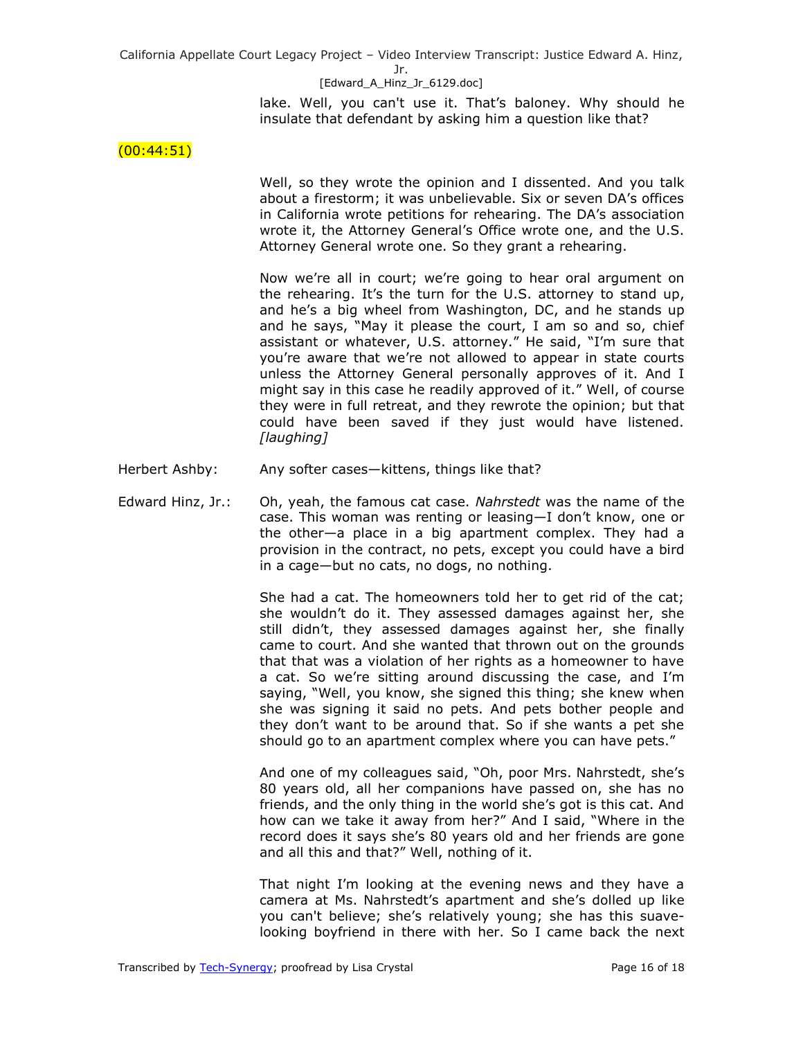lake. Well, you can't use it. That's baloney. Why should he insulate that defendant by asking him a question like that?

(00:44:51)

Well, so they wrote the opinion and I dissented. And you talk about a firestorm; it was unbelievable. Six or seven DA's offices in California wrote petitions for rehearing. The DA's association wrote it, the Attorney General's Office wrote one, and the U.S. Attorney General wrote one. So they grant a rehearing.

Now we're all in court; we're going to hear oral argument on the rehearing. It's the turn for the U.S. attorney to stand up, and he's a big wheel from Washington, DC, and he stands up and he says, "May it please the court, I am so and so, chief assistant or whatever, U.S. attorney." He said, "I'm sure that you're aware that we're not allowed to appear in state courts unless the Attorney General personally approves of it. And I might say in this case he readily approved of it." Well, of course they were in full retreat, and they rewrote the opinion; but that could have been saved if they just would have listened. *[laughing]*

Herbert Ashby: Any softer cases—kittens, things like that?

Edward Hinz, Jr.: Oh, yeah, the famous cat case. *Nahrstedt* was the name of the case. This woman was renting or leasing—I don't know, one or the other—a place in a big apartment complex. They had a provision in the contract, no pets, except you could have a bird in a cage—but no cats, no dogs, no nothing.

She had a cat. The homeowners told her to get rid of the cat; she wouldn't do it. They assessed damages against her, she still didn't, they assessed damages against her, she finally came to court. And she wanted that thrown out on the grounds that that was a violation of her rights as a homeowner to have a cat. So we're sitting around discussing the case, and I'm saying, "Well, you know, she signed this thing; she knew when she was signing it said no pets. And pets bother people and they don't want to be around that. So if she wants a pet she should go to an apartment complex where you can have pets."

And one of my colleagues said, "Oh, poor Mrs. Nahrstedt, she's 80 years old, all her companions have passed on, she has no friends, and the only thing in the world she's got is this cat. And how can we take it away from her?" And I said, "Where in the record does it says she's 80 years old and her friends are gone and all this and that?" Well, nothing of it.

That night I'm looking at the evening news and they have a camera at Ms. Nahrstedt's apartment and she's dolled up like you can't believe; she's relatively young; she has this suave-looking boyfriend in there with her. So I came back the next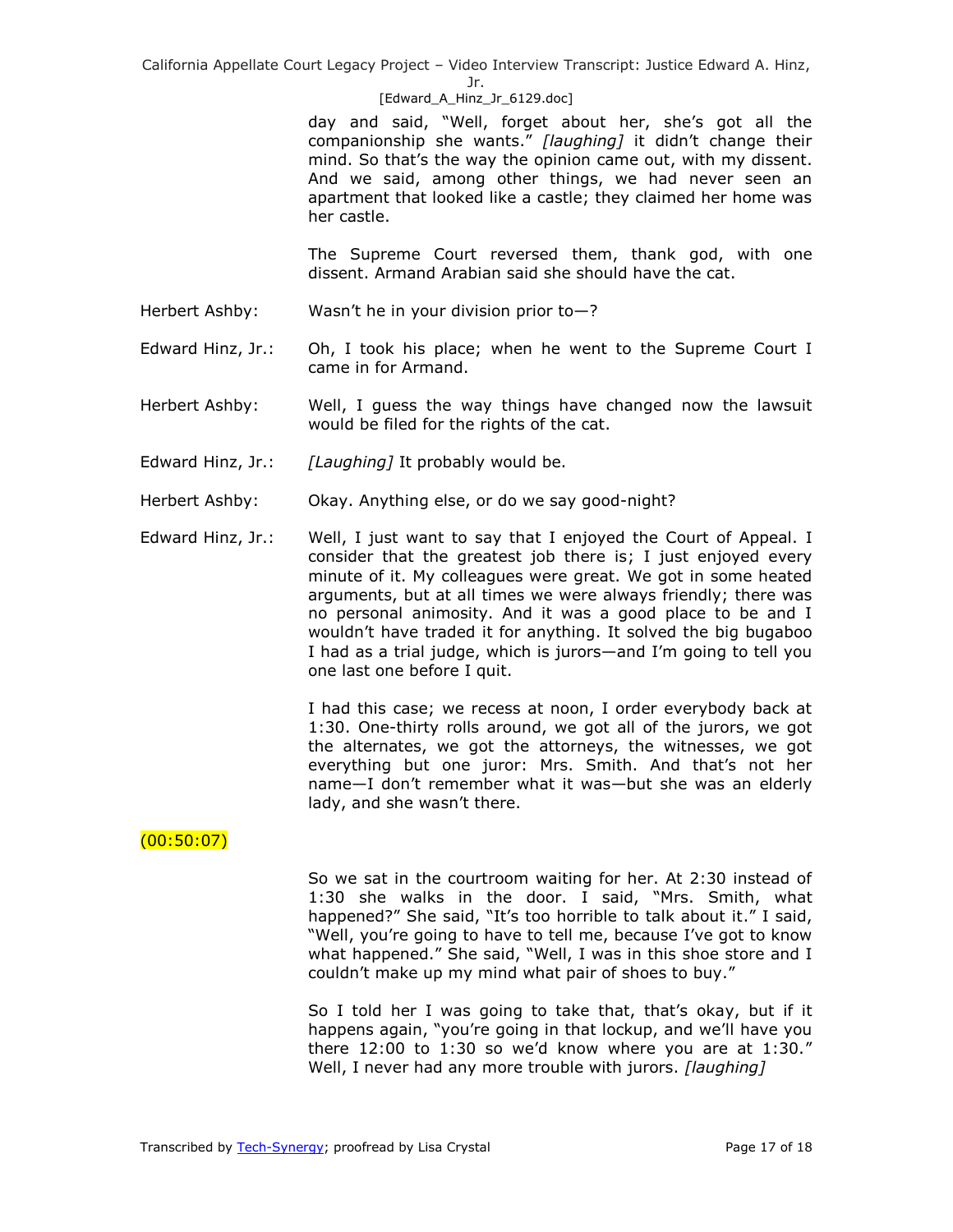day and said, "Well, forget about her, she's got all the companionship she wants." *[laughing]* it didn't change their mind. So that's the way the opinion came out, with my dissent. And we said, among other things, we had never seen an apartment that looked like a castle; they claimed her home was her castle.

The Supreme Court reversed them, thank god, with one dissent. Armand Arabian said she should have the cat.

Herbert Ashby: Wasn't he in your division prior to—?

Edward Hinz, Jr.: Oh, I took his place; when he went to the Supreme Court I came in for Armand.

Herbert Ashby: Well, I guess the way things have changed now the lawsuit would be filed for the rights of the cat.

Edward Hinz, Jr.: *[Laughing]* It probably would be.

Herbert Ashby: Okay. Anything else, or do we say good-night?

Edward Hinz, Jr.: Well, I just want to say that I enjoyed the Court of Appeal. I consider that the greatest job there is; I just enjoyed every minute of it. My colleagues were great. We got in some heated arguments, but at all times we were always friendly; there was no personal animosity. And it was a good place to be and I wouldn't have traded it for anything. It solved the big bugaboo I had as a trial judge, which is jurors—and I'm going to tell you one last one before I quit.

I had this case; we recess at noon, I order everybody back at 1:30. One-thirty rolls around, we got all of the jurors, we got the alternates, we got the attorneys, the witnesses, we got everything but one juror: Mrs. Smith. And that's not her name—I don't remember what it was—but she was an elderly lady, and she wasn't there.

(00:50:07)

So we sat in the courtroom waiting for her. At 2:30 instead of 1:30 she walks in the door. I said, "Mrs. Smith, what happened?" She said, "It's too horrible to talk about it." I said, "Well, you're going to have to tell me, because I've got to know what happened." She said, "Well, I was in this shoe store and I couldn't make up my mind what pair of shoes to buy."

So I told her I was going to take that, that's okay, but if it happens again, "you're going in that lockup, and we'll have you there 12:00 to 1:30 so we'd know where you are at 1:30." Well, I never had any more trouble with jurors. *[laughing]*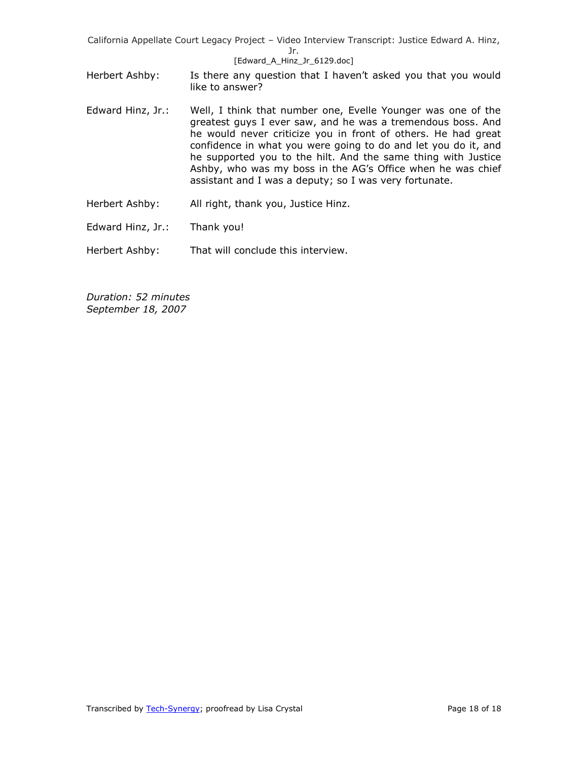Herbert Ashby: Is there any question that I haven't asked you that you would like to answer?

Edward Hinz, Jr.: Well, I think that number one, Evelle Younger was one of the greatest guys I ever saw, and he was a tremendous boss. And he would never criticize you in front of others. He had great confidence in what you were going to do and let you do it, and he supported you to the hilt. And the same thing with Justice Ashby, who was my boss in the AG's Office when he was chief assistant and I was a deputy; so I was very fortunate.

Herbert Ashby: All right, thank you, Justice Hinz.

Edward Hinz, Jr.: Thank you!

Herbert Ashby: That will conclude this interview.

*Duration: 52 minutes*
*September 18, 2007*